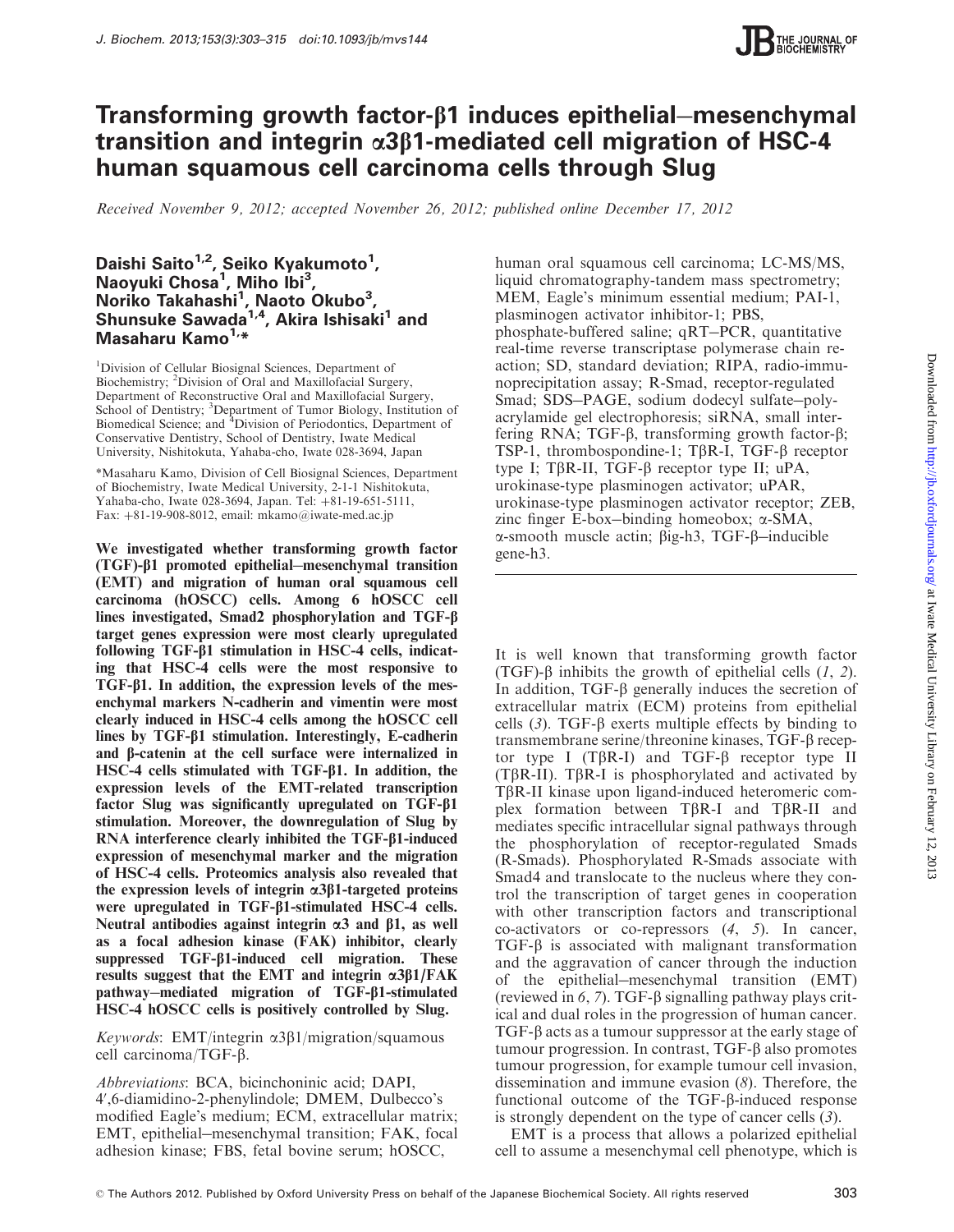# Transforming growth factor-β1 induces epithelial–mesenchymal transition and integrin α3β1-mediated cell migration of HSC-4 human squamous cell carcinoma cells through Slug

*Received November 9, 2012; accepted November 26, 2012; published online December 17, 2012*

**Daishi Saito[1,2], Seiko Kyakumoto[1], Naoyuki Chosa[1], Miho Ibi[3], Noriko Takahashi[1], Naoto Okubo[3], Shunsuke Sawada[1,4], Akira Ishisaki[1] and Masaharu Kamo[1,*]**

[1]Division of Cellular Biosignal Sciences, Department of Biochemistry; [2]Division of Oral and Maxillofacial Surgery, Department of Reconstructive Oral and Maxillofacial Surgery, School of Dentistry; [3]Department of Tumor Biology, Institution of Biomedical Science; and [4]Division of Periodontics, Department of Conservative Dentistry, School of Dentistry, Iwate Medical University, Nishitokuta, Yahaba-cho, Iwate 028-3694, Japan

*Masaharu Kamo, Division of Cell Biosignal Sciences, Department of Biochemistry, Iwate Medical University, 2-1-1 Nishitokuta, Yahaba-cho, Iwate 028-3694, Japan. Tel: +81-19-651-5111, Fax: +81-19-908-8012, email: mkamo@iwate-med.ac.jp

**We investigated whether transforming growth factor (TGF)-β1 promoted epithelial–mesenchymal transition (EMT) and migration of human oral squamous cell carcinoma (hOSCC) cells. Among 6 hOSCC cell lines investigated, Smad2 phosphorylation and TGF-β target genes expression were most clearly upregulated following TGF-β1 stimulation in HSC-4 cells, indicating that HSC-4 cells were the most responsive to TGF-β1. In addition, the expression levels of the mesenchymal markers N-cadherin and vimentin were most clearly induced in HSC-4 cells among the hOSCC cell lines by TGF-β1 stimulation. Interestingly, E-cadherin and β-catenin at the cell surface were internalized in HSC-4 cells stimulated with TGF-β1. In addition, the expression levels of the EMT-related transcription factor Slug was significantly upregulated on TGF-β1 stimulation. Moreover, the downregulation of Slug by RNA interference clearly inhibited the TGF-β1-induced expression of mesenchymal marker and the migration of HSC-4 cells. Proteomics analysis also revealed that the expression levels of integrin α3β1-targeted proteins were upregulated in TGF-β1-stimulated HSC-4 cells. Neutral antibodies against integrin α3 and β1, as well as a focal adhesion kinase (FAK) inhibitor, clearly suppressed TGF-β1-induced cell migration. These results suggest that the EMT and integrin α3β1/FAK pathway–mediated migration of TGF-β1-stimulated HSC-4 hOSCC cells is positively controlled by Slug.**

*Keywords*: EMT/integrin α3β1/migration/squamous cell carcinoma/TGF-β.

*Abbreviations*: BCA, bicinchoninic acid; DAPI, 4′,6-diamidino-2-phenylindole; DMEM, Dulbecco's modified Eagle's medium; ECM, extracellular matrix; EMT, epithelial–mesenchymal transition; FAK, focal adhesion kinase; FBS, fetal bovine serum; hOSCC, human oral squamous cell carcinoma; LC-MS/MS, liquid chromatography-tandem mass spectrometry; MEM, Eagle's minimum essential medium; PAI-1, plasminogen activator inhibitor-1; PBS, phosphate-buffered saline; qRT–PCR, quantitative real-time reverse transcriptase polymerase chain reaction; SD, standard deviation; RIPA, radio-immunoprecipitation assay; R-Smad, receptor-regulated Smad; SDS–PAGE, sodium dodecyl sulfate–polyacrylamide gel electrophoresis; siRNA, small interfering RNA; TGF-β, transforming growth factor-β; TSP-1, thrombospondine-1; TβR-I, TGF-β receptor type I; TβR-II, TGF-β receptor type II; uPA, urokinase-type plasminogen activator; uPAR, urokinase-type plasminogen activator receptor; ZEB, zinc finger E-box–binding homeobox; α-SMA, α-smooth muscle actin; βig-h3, TGF-β–inducible gene-h3.

It is well known that transforming growth factor (TGF)-β inhibits the growth of epithelial cells (*1*, *2*). In addition, TGF-β generally induces the secretion of extracellular matrix (ECM) proteins from epithelial cells (*3*). TGF-β exerts multiple effects by binding to transmembrane serine/threonine kinases, TGF-β receptor type I (TβR-I) and TGF-β receptor type II (TβR-II). TβR-I is phosphorylated and activated by TβR-II kinase upon ligand-induced heteromeric complex formation between TβR-I and TβR-II and mediates specific intracellular signal pathways through the phosphorylation of receptor-regulated Smads (R-Smads). Phosphorylated R-Smads associate with Smad4 and translocate to the nucleus where they control the transcription of target genes in cooperation with other transcription factors and transcriptional co-activators or co-repressors (*4*, *5*). In cancer, TGF-β is associated with malignant transformation and the aggravation of cancer through the induction of the epithelial–mesenchymal transition (EMT) (reviewed in *6*, *7*). TGF-β signalling pathway plays critical and dual roles in the progression of human cancer. TGF-β acts as a tumour suppressor at the early stage of tumour progression. In contrast, TGF-β also promotes tumour progression, for example tumour cell invasion, dissemination and immune evasion (*8*). Therefore, the functional outcome of the TGF-β-induced response is strongly dependent on the type of cancer cells (*3*).

EMT is a process that allows a polarized epithelial cell to assume a mesenchymal cell phenotype, which is

© The Authors 2012. Published by Oxford University Press on behalf of the Japanese Biochemical Society. All rights reserved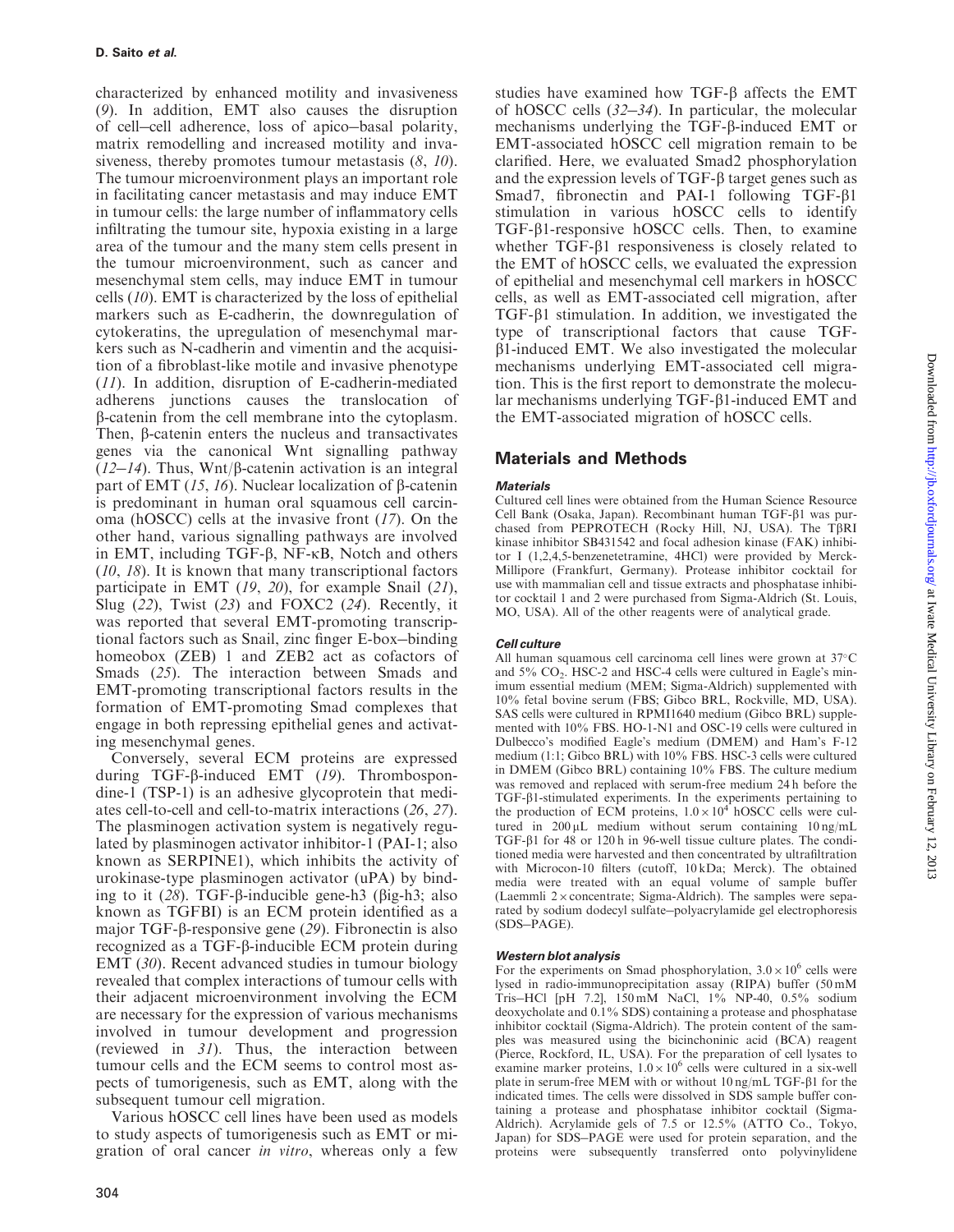characterized by enhanced motility and invasiveness (9). In addition, EMT also causes the disruption of cell–cell adherence, loss of apico–basal polarity, matrix remodelling and increased motility and invasiveness, thereby promotes tumour metastasis (8, 10). The tumour microenvironment plays an important role in facilitating cancer metastasis and may induce EMT in tumour cells: the large number of inflammatory cells infiltrating the tumour site, hypoxia existing in a large area of the tumour and the many stem cells present in the tumour microenvironment, such as cancer and mesenchymal stem cells, may induce EMT in tumour cells (10). EMT is characterized by the loss of epithelial markers such as E-cadherin, the downregulation of cytokeratins, the upregulation of mesenchymal markers such as N-cadherin and vimentin and the acquisition of a fibroblast-like motile and invasive phenotype (11). In addition, disruption of E-cadherin-mediated adherens junctions causes the translocation of β-catenin from the cell membrane into the cytoplasm. Then, β-catenin enters the nucleus and transactivates genes via the canonical Wnt signalling pathway (12–14). Thus, Wnt/β-catenin activation is an integral part of EMT (15, 16). Nuclear localization of β-catenin is predominant in human oral squamous cell carcinoma (hOSCC) cells at the invasive front (17). On the other hand, various signalling pathways are involved in EMT, including TGF-β, NF-κB, Notch and others (10, 18). It is known that many transcriptional factors participate in EMT (19, 20), for example Snail (21), Slug (22), Twist (23) and FOXC2 (24). Recently, it was reported that several EMT-promoting transcriptional factors such as Snail, zinc finger E-box–binding homeobox (ZEB) 1 and ZEB2 act as cofactors of Smads (25). The interaction between Smads and EMT-promoting transcriptional factors results in the formation of EMT-promoting Smad complexes that engage in both repressing epithelial genes and activating mesenchymal genes.

Conversely, several ECM proteins are expressed during TGF-β-induced EMT (19). Thrombospondine-1 (TSP-1) is an adhesive glycoprotein that mediates cell-to-cell and cell-to-matrix interactions (26, 27). The plasminogen activation system is negatively regulated by plasminogen activator inhibitor-1 (PAI-1; also known as SERPINE1), which inhibits the activity of urokinase-type plasminogen activator (uPA) by binding to it (28). TGF-β-inducible gene-h3 (βig-h3; also known as TGFBI) is an ECM protein identified as a major TGF-β-responsive gene (29). Fibronectin is also recognized as a TGF-β-inducible ECM protein during EMT (30). Recent advanced studies in tumour biology revealed that complex interactions of tumour cells with their adjacent microenvironment involving the ECM are necessary for the expression of various mechanisms involved in tumour development and progression (reviewed in 31). Thus, the interaction between tumour cells and the ECM seems to control most aspects of tumorigenesis, such as EMT, along with the subsequent tumour cell migration.

Various hOSCC cell lines have been used as models to study aspects of tumorigenesis such as EMT or migration of oral cancer *in vitro*, whereas only a few studies have examined how TGF-β affects the EMT of hOSCC cells (32–34). In particular, the molecular mechanisms underlying the TGF-β-induced EMT or EMT-associated hOSCC cell migration remain to be clarified. Here, we evaluated Smad2 phosphorylation and the expression levels of TGF-β target genes such as Smad7, fibronectin and PAI-1 following TGF-β1 stimulation in various hOSCC cells to identify TGF-β1-responsive hOSCC cells. Then, to examine whether TGF-β1 responsiveness is closely related to the EMT of hOSCC cells, we evaluated the expression of epithelial and mesenchymal cell markers in hOSCC cells, as well as EMT-associated cell migration, after TGF-β1 stimulation. In addition, we investigated the type of transcriptional factors that cause TGF-β1-induced EMT. We also investigated the molecular mechanisms underlying EMT-associated cell migration. This is the first report to demonstrate the molecular mechanisms underlying TGF-β1-induced EMT and the EMT-associated migration of hOSCC cells.

## Materials and Methods

### Materials

Cultured cell lines were obtained from the Human Science Resource Cell Bank (Osaka, Japan). Recombinant human TGF-β1 was purchased from PEPROTECH (Rocky Hill, NJ, USA). The TβRI kinase inhibitor SB431542 and focal adhesion kinase (FAK) inhibitor I (1,2,4,5-benzenetetramine, 4HCl) were provided by Merck-Millipore (Frankfurt, Germany). Protease inhibitor cocktail for use with mammalian cell and tissue extracts and phosphatase inhibitor cocktail 1 and 2 were purchased from Sigma-Aldrich (St. Louis, MO, USA). All of the other reagents were of analytical grade.

### Cell culture

All human squamous cell carcinoma cell lines were grown at 37°C and 5% $CO_2$. HSC-2 and HSC-4 cells were cultured in Eagle's minimum essential medium (MEM; Sigma-Aldrich) supplemented with 10% fetal bovine serum (FBS; Gibco BRL, Rockville, MD, USA). SAS cells were cultured in RPMI1640 medium (Gibco BRL) supplemented with 10% FBS. HO-1-N1 and OSC-19 cells were cultured in Dulbecco's modified Eagle's medium (DMEM) and Ham's F-12 medium (1:1; Gibco BRL) with 10% FBS. HSC-3 cells were cultured in DMEM (Gibco BRL) containing 10% FBS. The culture medium was removed and replaced with serum-free medium 24 h before the TGF-β1-stimulated experiments. In the experiments pertaining to the production of ECM proteins, $1.0 \times 10^4$ hOSCC cells were cultured in 200 μL medium without serum containing 10 ng/mL TGF-β1 for 48 or 120 h in 96-well tissue culture plates. The conditioned media were harvested and then concentrated by ultrafiltration with Microcon-10 filters (cutoff, 10 kDa; Merck). The obtained media were treated with an equal volume of sample buffer (Laemmli 2× concentrate; Sigma-Aldrich). The samples were separated by sodium dodecyl sulfate–polyacrylamide gel electrophoresis (SDS–PAGE).

### Western blot analysis

For the experiments on Smad phosphorylation, $3.0 \times 10^6$ cells were lysed in radio-immunoprecipitation assay (RIPA) buffer (50 mM Tris–HCl [pH 7.2], 150 mM NaCl, 1% NP-40, 0.5% sodium deoxycholate and 0.1% SDS) containing a protease and phosphatase inhibitor cocktail (Sigma-Aldrich). The protein content of the samples was measured using the bicinchoninic acid (BCA) reagent (Pierce, Rockford, IL, USA). For the preparation of cell lysates to examine marker proteins, $1.0 \times 10^6$ cells were cultured in a six-well plate in serum-free MEM with or without 10 ng/mL TGF-β1 for the indicated times. The cells were dissolved in SDS sample buffer containing a protease and phosphatase inhibitor cocktail (Sigma-Aldrich). Acrylamide gels of 7.5 or 12.5% (ATTO Co., Tokyo, Japan) for SDS–PAGE were used for protein separation, and the proteins were subsequently transferred onto polyvinylidene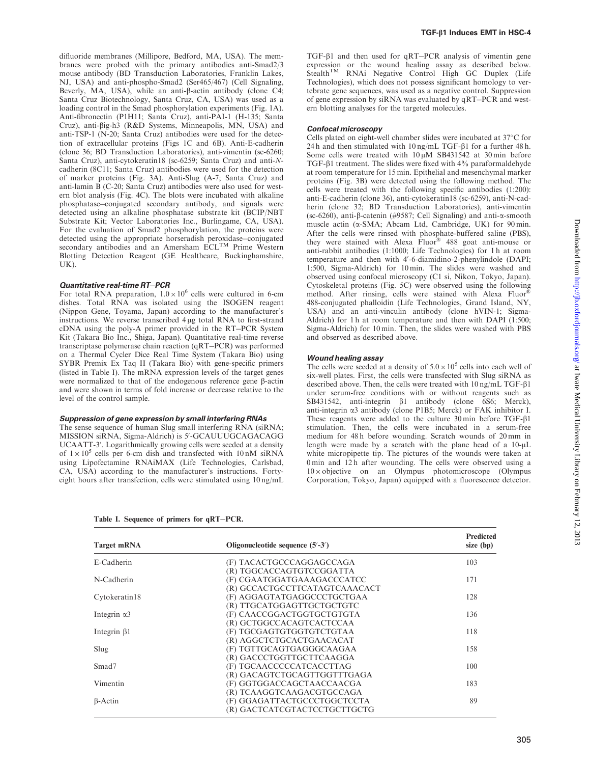difluoride membranes (Millipore, Bedford, MA, USA). The membranes were probed with the primary antibodies anti-Smad2/3 mouse antibody (BD Transduction Laboratories, Franklin Lakes, NJ, USA) and anti-phospho-Smad2 (Ser465/467) (Cell Signaling, Beverly, MA, USA), while an anti-β-actin antibody (clone C4; Santa Cruz Biotechnology, Santa Cruz, CA, USA) was used as a loading control in the Smad phosphorylation experiments (Fig. 1A). Anti-fibronectin (P1H11; Santa Cruz), anti-PAI-1 (H-135; Santa Cruz), anti-βig-h3 (R&D Systems, Minneapolis, MN, USA) and anti-TSP-1 (N-20; Santa Cruz) antibodies were used for the detection of extracellular proteins (Figs 1C and 6B). Anti-E-cadherin (clone 36; BD Transduction Laboratories), anti-vimentin (sc-6260; Santa Cruz), anti-cytokeratin18 (sc-6259; Santa Cruz) and anti-*N*-cadherin (8C11; Santa Cruz) antibodies were used for the detection of marker proteins (Fig. 3A). Anti-Slug (A-7; Santa Cruz) and anti-lamin B (C-20; Santa Cruz) antibodies were also used for western blot analysis (Fig. 4C). The blots were incubated with alkaline phosphatase–conjugated secondary antibody, and signals were detected using an alkaline phosphatase substrate kit (BCIP/NBT Substrate Kit; Vector Laboratories Inc., Burlingame, CA, USA). For the evaluation of Smad2 phosphorylation, the proteins were detected using the appropriate horseradish peroxidase–conjugated secondary antibodies and an Amersham ECL™ Prime Western Blotting Detection Reagent (GE Healthcare, Buckinghamshire, UK).

### *Quantitative real-time RT–PCR*

For total RNA preparation, $1.0 \times 10^6$ cells were cultured in 6-cm dishes. Total RNA was isolated using the ISOGEN reagent (Nippon Gene, Toyama, Japan) according to the manufacturer's instructions. We reverse transcribed 4 μg total RNA to first-strand cDNA using the poly-A primer provided in the RT–PCR System Kit (Takara Bio Inc., Shiga, Japan). Quantitative real-time reverse transcriptase polymerase chain reaction (qRT–PCR) was performed on a Thermal Cycler Dice Real Time System (Takara Bio) using SYBR Premix Ex Taq II (Takara Bio) with gene-specific primers (listed in Table I). The mRNA expression levels of the target genes were normalized to that of the endogenous reference gene β-actin and were shown in terms of fold increase or decrease relative to the level of the control sample.

### *Suppression of gene expression by small interfering RNAs*

The sense sequence of human Slug small interfering RNA (siRNA; MISSION siRNA, Sigma-Aldrich) is 5′-GCAUUUGCAGACAGG UCAATT-3′. Logarithmically growing cells were seeded at a density of $1 \times 10^5$ cells per 6-cm dish and transfected with 10 nM siRNA using Lipofectamine RNAiMAX (Life Technologies, Carlsbad, CA, USA) according to the manufacturer's instructions. Forty-eight hours after transfection, cells were stimulated using 10 ng/mL TGF-β1 and then used for qRT–PCR analysis of vimentin gene expression or the wound healing assay as described below. Stealth™ RNAi Negative Control High GC Duplex (Life Technologies), which does not possess significant homology to vertebrate gene sequences, was used as a negative control. Suppression of gene expression by siRNA was evaluated by qRT–PCR and western blotting analyses for the targeted molecules.

### *Confocal microscopy*

Cells plated on eight-well chamber slides were incubated at 37°C for 24 h and then stimulated with 10 ng/mL TGF-β1 for a further 48 h. Some cells were treated with 10 μM SB431542 at 30 min before TGF-β1 treatment. The slides were fixed with 4% paraformaldehyde at room temperature for 15 min. Epithelial and mesenchymal marker proteins (Fig. 3B) were detected using the following method. The cells were treated with the following specific antibodies (1:200): anti-E-cadherin (clone 36), anti-cytokeratin18 (sc-6259), anti-N-cadherin (clone 32; BD Transduction Laboratories), anti-vimentin (sc-6260), anti-β-catenin (#9587; Cell Signaling) and anti-α-smooth muscle actin (α-SMA; Abcam Ltd, Cambridge, UK) for 90 min. After the cells were rinsed with phosphate-buffered saline (PBS), they were stained with Alexa Fluor® 488 goat anti-mouse or anti-rabbit antibodies (1:1000; Life Technologies) for 1 h at room temperature and then with 4′-6-diamidino-2-phenylindole (DAPI; 1:500, Sigma-Aldrich) for 10 min. The slides were washed and observed using confocal microscopy (C1 si, Nikon, Tokyo, Japan). Cytoskeletal proteins (Fig. 5C) were observed using the following method. After rinsing, cells were stained with Alexa Fluor® 488-conjugated phalloidin (Life Technologies, Grand Island, NY, USA) and an anti-vinculin antibody (clone hVIN-1; Sigma-Aldrich) for 1 h at room temperature and then with DAPI (1:500; Sigma-Aldrich) for 10 min. Then, the slides were washed with PBS and observed as described above.

### *Wound healing assay*

The cells were seeded at a density of $5.0 \times 10^5$ cells into each well of six-well plates. First, the cells were transfected with Slug siRNA as described above. Then, the cells were treated with 10 ng/mL TGF-β1 under serum-free conditions with or without reagents such as SB431542, anti-integrin β1 antibody (clone 6S6; Merck), anti-integrin α3 antibody (clone P1B5; Merck) or FAK inhibitor I. These reagents were added to the culture 30 min before TGF-β1 stimulation. Then, the cells were incubated in a serum-free medium for 48 h before wounding. Scratch wounds of 20 mm in length were made by a scratch with the plane head of a 10-μL white micropipette tip. The pictures of the wounds were taken at 0 min and 12 h after wounding. The cells were observed using a 10× objective on an Olympus photomicroscope (Olympus Corporation, Tokyo, Japan) equipped with a fluorescence detector.

**Table I. Sequence of primers for qRT–PCR.**

| Target mRNA | Oligonucleotide sequence (5′-3′) | Predicted size (bp) |
|---|---|---|
| E-Cadherin | (F) TACACTGCCCAGGAGCCAGA<br>(R) TGGCACCAGTGTCCGGATTA | 103 |
| N-Cadherin | (F) CGAATGGATGAAAGACCCATCC<br>(R) GCCACTGCCTTCATAGTCAAACACT | 171 |
| Cytokeratin18 | (F) AGGAGTATGAGGCCCTGCTGAA<br>(R) TTGCATGGAGTTGCTGCTGTC | 128 |
| Integrin α3 | (F) CAACCGGACTGGTGCTGTGTA<br>(R) GCTGGCCACAGTCACTCCAA | 136 |
| Integrin β1 | (F) TGCGAGTGTGGTGTCTGTAA<br>(R) AGGCTCTGCACTGAACACAT | 118 |
| Slug | (F) TGTTGCAGTGAGGGCAAGAA<br>(R) GACCCTGGTTGCTTCAAGGA | 158 |
| Smad7 | (F) TGCAACCCCCATCACCTTAG<br>(R) GACAGTCTGCAGTTGGTTTGAGA | 100 |
| Vimentin | (F) GGTGGACCAGCTAACCAACGA<br>(R) TCAAGGTCAAGACGTGCCAGA | 183 |
| β-Actin | (F) GGAGATTACTGCCCTGGCTCCTA<br>(R) GACTCATCGTACTCCTGCTTGCTG | 89 |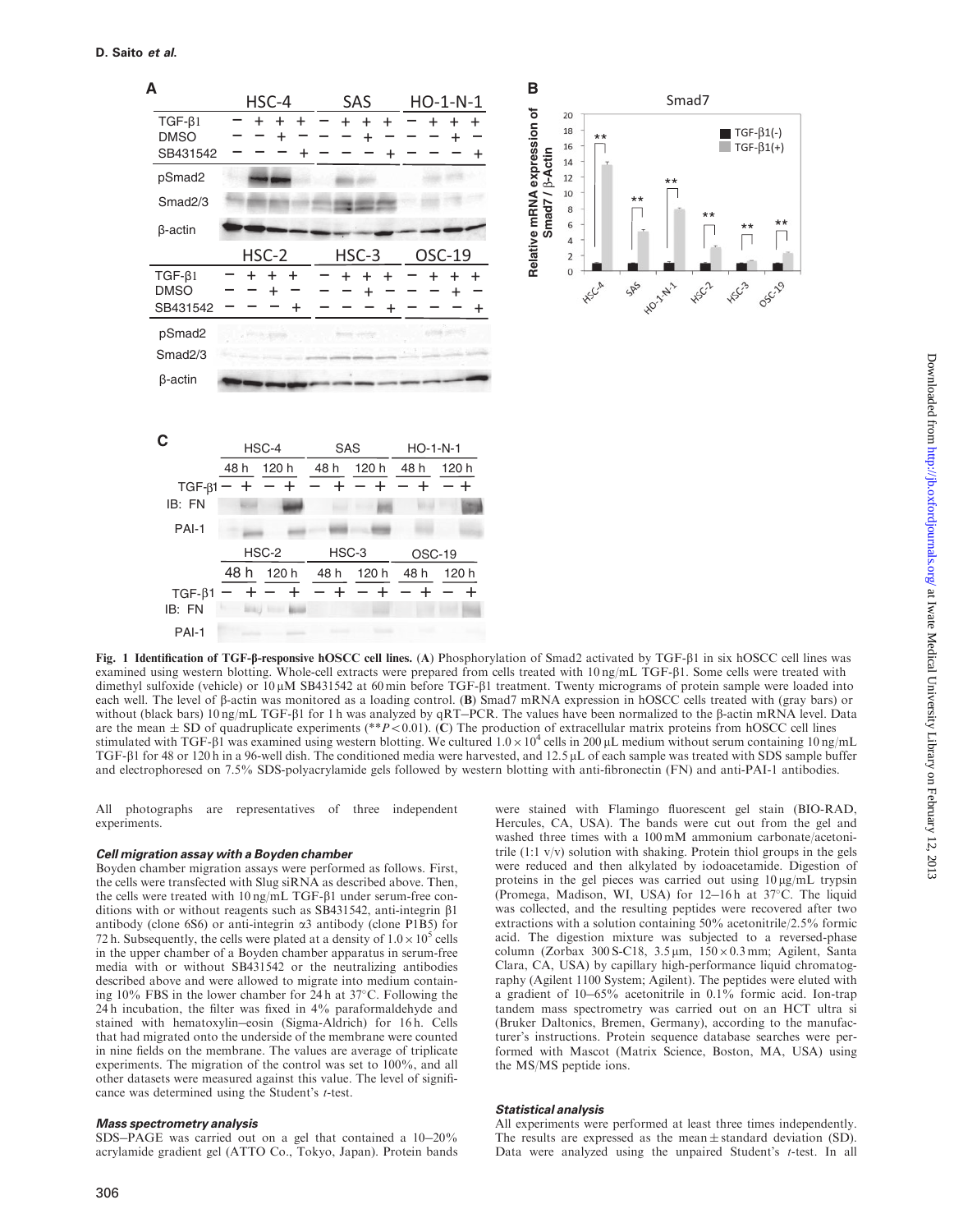**Fig. 1 Identification of TGF-β-responsive hOSCC cell lines.** (**A**) Phosphorylation of Smad2 activated by TGF-β1 in six hOSCC cell lines was examined using western blotting. Whole-cell extracts were prepared from cells treated with 10 ng/mL TGF-β1. Some cells were treated with dimethyl sulfoxide (vehicle) or 10 μM SB431542 at 60 min before TGF-β1 treatment. Twenty micrograms of protein sample were loaded into each well. The level of β-actin was monitored as a loading control. (**B**) Smad7 mRNA expression in hOSCC cells treated with (gray bars) or without (black bars) 10 ng/mL TGF-β1 for 1 h was analyzed by qRT–PCR. The values have been normalized to the β-actin mRNA level. Data are the mean ± SD of quadruplicate experiments (**$P < 0.01$). (**C**) The production of extracellular matrix proteins from hOSCC cell lines stimulated with TGF-β1 was examined using western blotting. We cultured $1.0 \times 10^4$ cells in 200 μL medium without serum containing 10 ng/mL TGF-β1 for 48 or 120 h in a 96-well dish. The conditioned media were harvested, and 12.5 μL of each sample was treated with SDS sample buffer and electrophoresed on 7.5% SDS-polyacrylamide gels followed by western blotting with anti-fibronectin (FN) and anti-PAI-1 antibodies.

All photographs are representatives of three independent experiments.

### Cell migration assay with a Boyden chamber

Boyden chamber migration assays were performed as follows. First, the cells were transfected with Slug siRNA as described above. Then, the cells were treated with 10 ng/mL TGF-β1 under serum-free conditions with or without reagents such as SB431542, anti-integrin β1 antibody (clone 6S6) or anti-integrin α3 antibody (clone P1B5) for 72 h. Subsequently, the cells were plated at a density of $1.0 \times 10^5$ cells in the upper chamber of a Boyden chamber apparatus in serum-free media with or without SB431542 or the neutralizing antibodies described above and were allowed to migrate into medium containing 10% FBS in the lower chamber for 24 h at 37°C. Following the 24 h incubation, the filter was fixed in 4% paraformaldehyde and stained with hematoxylin–eosin (Sigma-Aldrich) for 16 h. Cells that had migrated onto the underside of the membrane were counted in nine fields on the membrane. The values are average of triplicate experiments. The migration of the control was set to 100%, and all other datasets were measured against this value. The level of significance was determined using the Student's *t*-test.

### Mass spectrometry analysis

SDS–PAGE was carried out on a gel that contained a 10–20% acrylamide gradient gel (ATTO Co., Tokyo, Japan). Protein bands were stained with Flamingo fluorescent gel stain (BIO-RAD, Hercules, CA, USA). The bands were cut out from the gel and washed three times with a 100 mM ammonium carbonate/acetonitrile (1:1 v/v) solution with shaking. Protein thiol groups in the gels were reduced and then alkylated by iodoacetamide. Digestion of proteins in the gel pieces was carried out using 10 μg/mL trypsin (Promega, Madison, WI, USA) for 12–16 h at 37°C. The liquid was collected, and the resulting peptides were recovered after two extractions with a solution containing 50% acetonitrile/2.5% formic acid. The digestion mixture was subjected to a reversed-phase column (Zorbax 300 S-C18, 3.5 μm, 150 × 0.3 mm; Agilent, Santa Clara, CA, USA) by capillary high-performance liquid chromatography (Agilent 1100 System; Agilent). The peptides were eluted with a gradient of 10–65% acetonitrile in 0.1% formic acid. Ion-trap tandem mass spectrometry was carried out on an HCT ultra si (Bruker Daltonics, Bremen, Germany), according to the manufacturer's instructions. Protein sequence database searches were performed with Mascot (Matrix Science, Boston, MA, USA) using the MS/MS peptide ions.

### Statistical analysis

All experiments were performed at least three times independently. The results are expressed as the mean ± standard deviation (SD). Data were analyzed using the unpaired Student's *t*-test. In all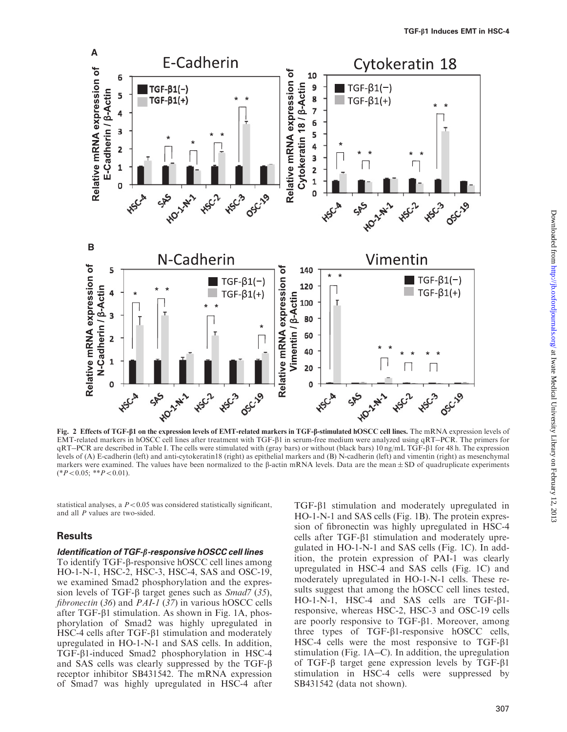Fig. 2 **Effects of TGF-β1 on the expression levels of EMT-related markers in TGF-β-stimulated hOSCC cell lines.** The mRNA expression levels of EMT-related markers in hOSCC cell lines after treatment with TGF-β1 in serum-free medium were analyzed using qRT–PCR. The primers for qRT–PCR are described in Table I. The cells were stimulated with (gray bars) or without (black bars) 10 ng/mL TGF-β1 for 48 h. The expression levels of (A) E-cadherin (left) and anti-cytokeratin18 (right) as epithelial markers and (B) N-cadherin (left) and vimentin (right) as mesenchymal markers were examined. The values have been normalized to the β-actin mRNA levels. Data are the mean ± SD of quadruplicate experiments (* $P < 0.05$; ** $P < 0.01$).

statistical analyses, a $P < 0.05$ was considered statistically significant, and all $P$ values are two-sided.

## Results

### *Identification of TGF-β-responsive hOSCC cell lines*

To identify TGF-β-responsive hOSCC cell lines among HO-1-N-1, HSC-2, HSC-3, HSC-4, SAS and OSC-19, we examined Smad2 phosphorylation and the expression levels of TGF-β target genes such as *Smad7* (35), *fibronectin* (36) and *PAI-1* (37) in various hOSCC cells after TGF-β1 stimulation. As shown in Fig. 1A, phosphorylation of Smad2 was highly upregulated in HSC-4 cells after TGF-β1 stimulation and moderately upregulated in HO-1-N-1 and SAS cells. In addition, TGF-β1-induced Smad2 phosphorylation in HSC-4 and SAS cells was clearly suppressed by the TGF-β receptor inhibitor SB431542. The mRNA expression of Smad7 was highly upregulated in HSC-4 after TGF-β1 stimulation and moderately upregulated in HO-1-N-1 and SAS cells (Fig. 1B). The protein expression of fibronectin was highly upregulated in HSC-4 cells after TGF-β1 stimulation and moderately upregulated in HO-1-N-1 and SAS cells (Fig. 1C). In addition, the protein expression of PAI-1 was clearly upregulated in HSC-4 and SAS cells (Fig. 1C) and moderately upregulated in HO-1-N-1 cells. These results suggest that among the hOSCC cell lines tested, HO-1-N-1, HSC-4 and SAS cells are TGF-β1-responsive, whereas HSC-2, HSC-3 and OSC-19 cells are poorly responsive to TGF-β1. Moreover, among three types of TGF-β1-responsive hOSCC cells, HSC-4 cells were the most responsive to TGF-β1 stimulation (Fig. 1A–C). In addition, the upregulation of TGF-β target gene expression levels by TGF-β1 stimulation in HSC-4 cells were suppressed by SB431542 (data not shown).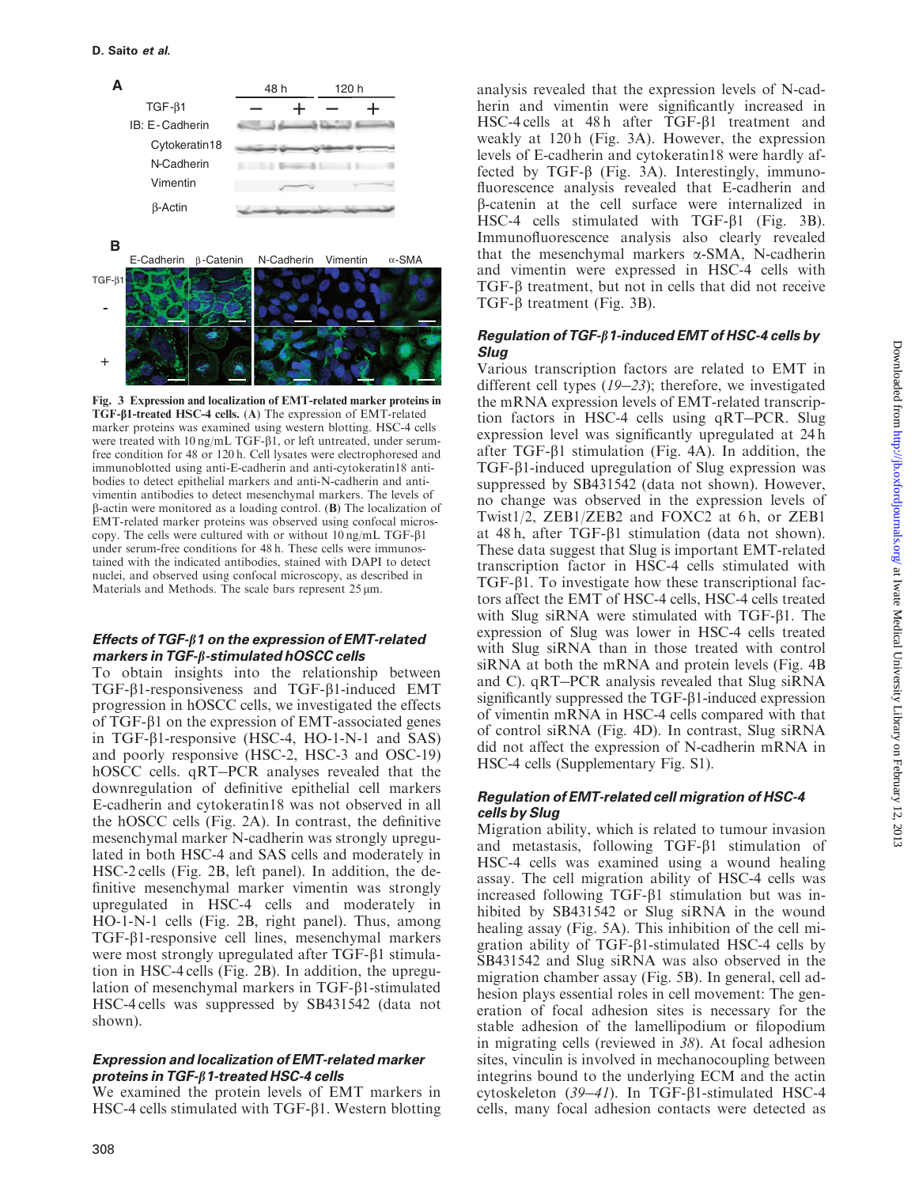**Fig. 3 Expression and localization of EMT-related marker proteins in TGF-β1-treated HSC-4 cells.** (**A**) The expression of EMT-related marker proteins was examined using western blotting. HSC-4 cells were treated with 10 ng/mL TGF-β1, or left untreated, under serum-free condition for 48 or 120 h. Cell lysates were electrophoresed and immunoblotted using anti-E-cadherin and anti-cytokeratin18 antibodies to detect epithelial markers and anti-N-cadherin and anti-vimentin antibodies to detect mesenchymal markers. The levels of β-actin were monitored as a loading control. (**B**) The localization of EMT-related marker proteins was observed using confocal microscopy. The cells were cultured with or without 10 ng/mL TGF-β1 under serum-free conditions for 48 h. These cells were immunostained with the indicated antibodies, stained with DAPI to detect nuclei, and observed using confocal microscopy, as described in Materials and Methods. The scale bars represent 25 μm.

### *Effects of TGF-β1 on the expression of EMT-related markers in TGF-β-stimulated hOSCC cells*

To obtain insights into the relationship between TGF-β1-responsiveness and TGF-β1-induced EMT progression in hOSCC cells, we investigated the effects of TGF-β1 on the expression of EMT-associated genes in TGF-β1-responsive (HSC-4, HO-1-N-1 and SAS) and poorly responsive (HSC-2, HSC-3 and OSC-19) hOSCC cells. qRT–PCR analyses revealed that the downregulation of definitive epithelial cell markers E-cadherin and cytokeratin18 was not observed in all the hOSCC cells (Fig. 2A). In contrast, the definitive mesenchymal marker N-cadherin was strongly upregulated in both HSC-4 and SAS cells and moderately in HSC-2 cells (Fig. 2B, left panel). In addition, the definitive mesenchymal marker vimentin was strongly upregulated in HSC-4 cells and moderately in HO-1-N-1 cells (Fig. 2B, right panel). Thus, among TGF-β1-responsive cell lines, mesenchymal markers were most strongly upregulated after TGF-β1 stimulation in HSC-4 cells (Fig. 2B). In addition, the upregulation of mesenchymal markers in TGF-β1-stimulated HSC-4 cells was suppressed by SB431542 (data not shown).

### *Expression and localization of EMT-related marker proteins in TGF-β1-treated HSC-4 cells*

We examined the protein levels of EMT markers in HSC-4 cells stimulated with TGF-β1. Western blotting analysis revealed that the expression levels of N-cadherin and vimentin were significantly increased in HSC-4 cells at 48 h after TGF-β1 treatment and weakly at 120 h (Fig. 3A). However, the expression levels of E-cadherin and cytokeratin18 were hardly affected by TGF-β (Fig. 3A). Interestingly, immunofluorescence analysis revealed that E-cadherin and β-catenin at the cell surface were internalized in HSC-4 cells stimulated with TGF-β1 (Fig. 3B). Immunofluorescence analysis also clearly revealed that the mesenchymal markers α-SMA, N-cadherin and vimentin were expressed in HSC-4 cells with TGF-β treatment, but not in cells that did not receive TGF-β treatment (Fig. 3B).

### *Regulation of TGF-β1-induced EMT of HSC-4 cells by Slug*

Various transcription factors are related to EMT in different cell types (*19–23*); therefore, we investigated the mRNA expression levels of EMT-related transcription factors in HSC-4 cells using qRT–PCR. Slug expression level was significantly upregulated at 24 h after TGF-β1 stimulation (Fig. 4A). In addition, the TGF-β1-induced upregulation of Slug expression was suppressed by SB431542 (data not shown). However, no change was observed in the expression levels of Twist1/2, ZEB1/ZEB2 and FOXC2 at 6 h, or ZEB1 at 48 h, after TGF-β1 stimulation (data not shown). These data suggest that Slug is important EMT-related transcription factor in HSC-4 cells stimulated with TGF-β1. To investigate how these transcriptional factors affect the EMT of HSC-4 cells, HSC-4 cells treated with Slug siRNA were stimulated with TGF-β1. The expression of Slug was lower in HSC-4 cells treated with Slug siRNA than in those treated with control siRNA at both the mRNA and protein levels (Fig. 4B and C). qRT–PCR analysis revealed that Slug siRNA significantly suppressed the TGF-β1-induced expression of vimentin mRNA in HSC-4 cells compared with that of control siRNA (Fig. 4D). In contrast, Slug siRNA did not affect the expression of N-cadherin mRNA in HSC-4 cells (Supplementary Fig. S1).

### *Regulation of EMT-related cell migration of HSC-4 cells by Slug*

Migration ability, which is related to tumour invasion and metastasis, following TGF-β1 stimulation of HSC-4 cells was examined using a wound healing assay. The cell migration ability of HSC-4 cells was increased following TGF-β1 stimulation but was inhibited by SB431542 or Slug siRNA in the wound healing assay (Fig. 5A). This inhibition of the cell migration ability of TGF-β1-stimulated HSC-4 cells by SB431542 and Slug siRNA was also observed in the migration chamber assay (Fig. 5B). In general, cell adhesion plays essential roles in cell movement: The generation of focal adhesion sites is necessary for the stable adhesion of the lamellipodium or filopodium in migrating cells (reviewed in *38*). At focal adhesion sites, vinculin is involved in mechanocoupling between integrins bound to the underlying ECM and the actin cytoskeleton (*39–41*). In TGF-β1-stimulated HSC-4 cells, many focal adhesion contacts were detected as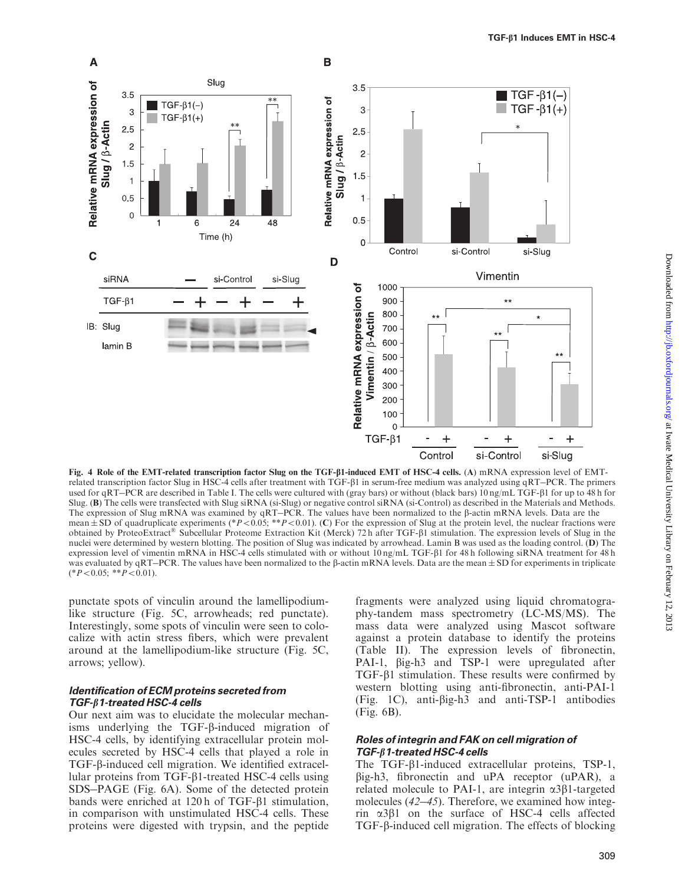**Fig. 4 Role of the EMT-related transcription factor Slug on the TGF-β1-induced EMT of HSC-4 cells.** (**A**) mRNA expression level of EMT-related transcription factor Slug in HSC-4 cells after treatment with TGF-β1 in serum-free medium was analyzed using qRT–PCR. The primers used for qRT–PCR are described in Table I. The cells were cultured with (gray bars) or without (black bars) 10 ng/mL TGF-β1 for up to 48 h for Slug. (**B**) The cells were transfected with Slug siRNA (si-Slug) or negative control siRNA (si-Control) as described in the Materials and Methods. The expression of Slug mRNA was examined by qRT–PCR. The values have been normalized to the β-actin mRNA levels. Data are the mean ± SD of quadruplicate experiments (\*$P < 0.05$; \*\*$P < 0.01$). (**C**) For the expression of Slug at the protein level, the nuclear fractions were obtained by ProteoExtract® Subcellular Proteome Extraction Kit (Merck) 72 h after TGF-β1 stimulation. The expression levels of Slug in the nuclei were determined by western blotting. The position of Slug was indicated by arrowhead. Lamin B was used as the loading control. (**D**) The expression level of vimentin mRNA in HSC-4 cells stimulated with or without 10 ng/mL TGF-β1 for 48 h following siRNA treatment for 48 h was evaluated by qRT–PCR. The values have been normalized to the β-actin mRNA levels. Data are the mean ± SD for experiments in triplicate (\*$P < 0.05$; \*\*$P < 0.01$).

punctate spots of vinculin around the lamellipodium-like structure (Fig. 5C, arrowheads; red punctate). Interestingly, some spots of vinculin were seen to colocalize with actin stress fibers, which were prevalent around at the lamellipodium-like structure (Fig. 5C, arrows; yellow).

### *Identification of ECM proteins secreted from TGF-β1-treated HSC-4 cells*

Our next aim was to elucidate the molecular mechanisms underlying the TGF-β-induced migration of HSC-4 cells, by identifying extracellular protein molecules secreted by HSC-4 cells that played a role in TGF-β-induced cell migration. We identified extracellular proteins from TGF-β1-treated HSC-4 cells using SDS–PAGE (Fig. 6A). Some of the detected protein bands were enriched at 120 h of TGF-β1 stimulation, in comparison with unstimulated HSC-4 cells. These proteins were digested with trypsin, and the peptide fragments were analyzed using liquid chromatography-tandem mass spectrometry (LC-MS/MS). The mass data were analyzed using Mascot software against a protein database to identify the proteins (Table II). The expression levels of fibronectin, PAI-1, βig-h3 and TSP-1 were upregulated after TGF-β1 stimulation. These results were confirmed by western blotting using anti-fibronectin, anti-PAI-1 (Fig. 1C), anti-βig-h3 and anti-TSP-1 antibodies (Fig. 6B).

### *Roles of integrin and FAK on cell migration of TGF-β1-treated HSC-4 cells*

The TGF-β1-induced extracellular proteins, TSP-1, βig-h3, fibronectin and uPA receptor (uPAR), a related molecule to PAI-1, are integrin α3β1-targeted molecules (*42–45*). Therefore, we examined how integrin α3β1 on the surface of HSC-4 cells affected TGF-β-induced cell migration. The effects of blocking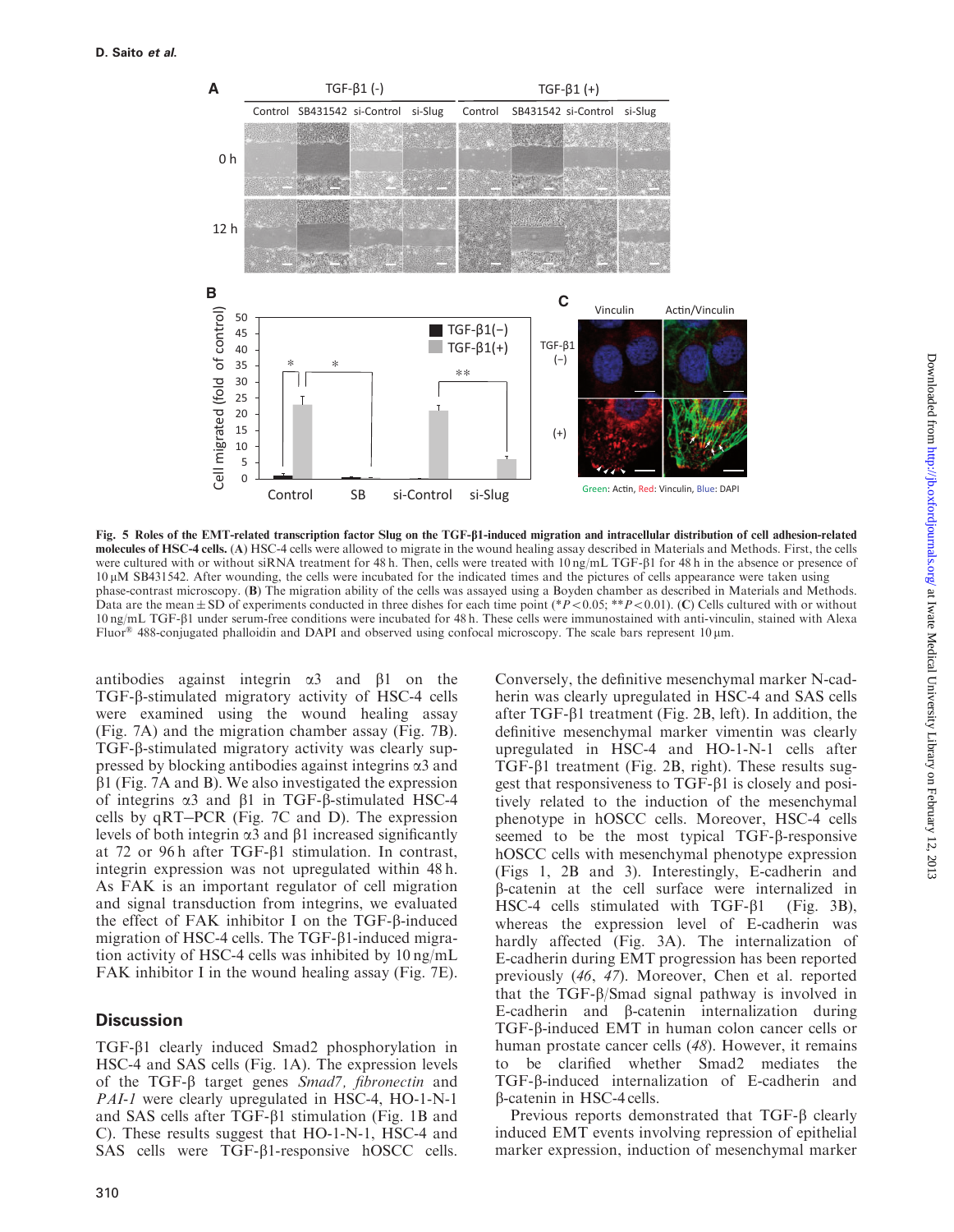**Fig. 5 Roles of the EMT-related transcription factor Slug on the TGF-β1-induced migration and intracellular distribution of cell adhesion-related molecules of HSC-4 cells.** (**A**) HSC-4 cells were allowed to migrate in the wound healing assay described in Materials and Methods. First, the cells were cultured with or without siRNA treatment for 48 h. Then, cells were treated with 10 ng/mL TGF-β1 for 48 h in the absence or presence of 10 μM SB431542. After wounding, the cells were incubated for the indicated times and the pictures of cells appearance were taken using phase-contrast microscopy. (**B**) The migration ability of the cells was assayed using a Boyden chamber as described in Materials and Methods. Data are the mean ± SD of experiments conducted in three dishes for each time point (*$P < 0.05$; **$P < 0.01$). (**C**) Cells cultured with or without 10 ng/mL TGF-β1 under serum-free conditions were incubated for 48 h. These cells were immunostained with anti-vinculin, stained with Alexa Fluor® 488-conjugated phalloidin and DAPI and observed using confocal microscopy. The scale bars represent 10 μm.

antibodies against integrin α3 and β1 on the TGF-β-stimulated migratory activity of HSC-4 cells were examined using the wound healing assay (Fig. 7A) and the migration chamber assay (Fig. 7B). TGF-β-stimulated migratory activity was clearly suppressed by blocking antibodies against integrins α3 and β1 (Fig. 7A and B). We also investigated the expression of integrins α3 and β1 in TGF-β-stimulated HSC-4 cells by qRT–PCR (Fig. 7C and D). The expression levels of both integrin α3 and β1 increased significantly at 72 or 96 h after TGF-β1 stimulation. In contrast, integrin expression was not upregulated within 48 h. As FAK is an important regulator of cell migration and signal transduction from integrins, we evaluated the effect of FAK inhibitor I on the TGF-β-induced migration of HSC-4 cells. The TGF-β1-induced migration activity of HSC-4 cells was inhibited by 10 ng/mL FAK inhibitor I in the wound healing assay (Fig. 7E).

## Discussion

TGF-β1 clearly induced Smad2 phosphorylation in HSC-4 and SAS cells (Fig. 1A). The expression levels of the TGF-β target genes *Smad7*, *fibronectin* and *PAI-1* were clearly upregulated in HSC-4, HO-1-N-1 and SAS cells after TGF-β1 stimulation (Fig. 1B and C). These results suggest that HO-1-N-1, HSC-4 and SAS cells were TGF-β1-responsive hOSCC cells. Conversely, the definitive mesenchymal marker N-cadherin was clearly upregulated in HSC-4 and SAS cells after TGF-β1 treatment (Fig. 2B, left). In addition, the definitive mesenchymal marker vimentin was clearly upregulated in HSC-4 and HO-1-N-1 cells after TGF-β1 treatment (Fig. 2B, right). These results suggest that responsiveness to TGF-β1 is closely and positively related to the induction of the mesenchymal phenotype in hOSCC cells. Moreover, HSC-4 cells seemed to be the most typical TGF-β-responsive hOSCC cells with mesenchymal phenotype expression (Figs 1, 2B and 3). Interestingly, E-cadherin and β-catenin at the cell surface were internalized in HSC-4 cells stimulated with TGF-β1 (Fig. 3B), whereas the expression level of E-cadherin was hardly affected (Fig. 3A). The internalization of E-cadherin during EMT progression has been reported previously (*46*, *47*). Moreover, Chen et al. reported that the TGF-β/Smad signal pathway is involved in E-cadherin and β-catenin internalization during TGF-β-induced EMT in human colon cancer cells or human prostate cancer cells (*48*). However, it remains to be clarified whether Smad2 mediates the TGF-β-induced internalization of E-cadherin and β-catenin in HSC-4 cells.

Previous reports demonstrated that TGF-β clearly induced EMT events involving repression of epithelial marker expression, induction of mesenchymal marker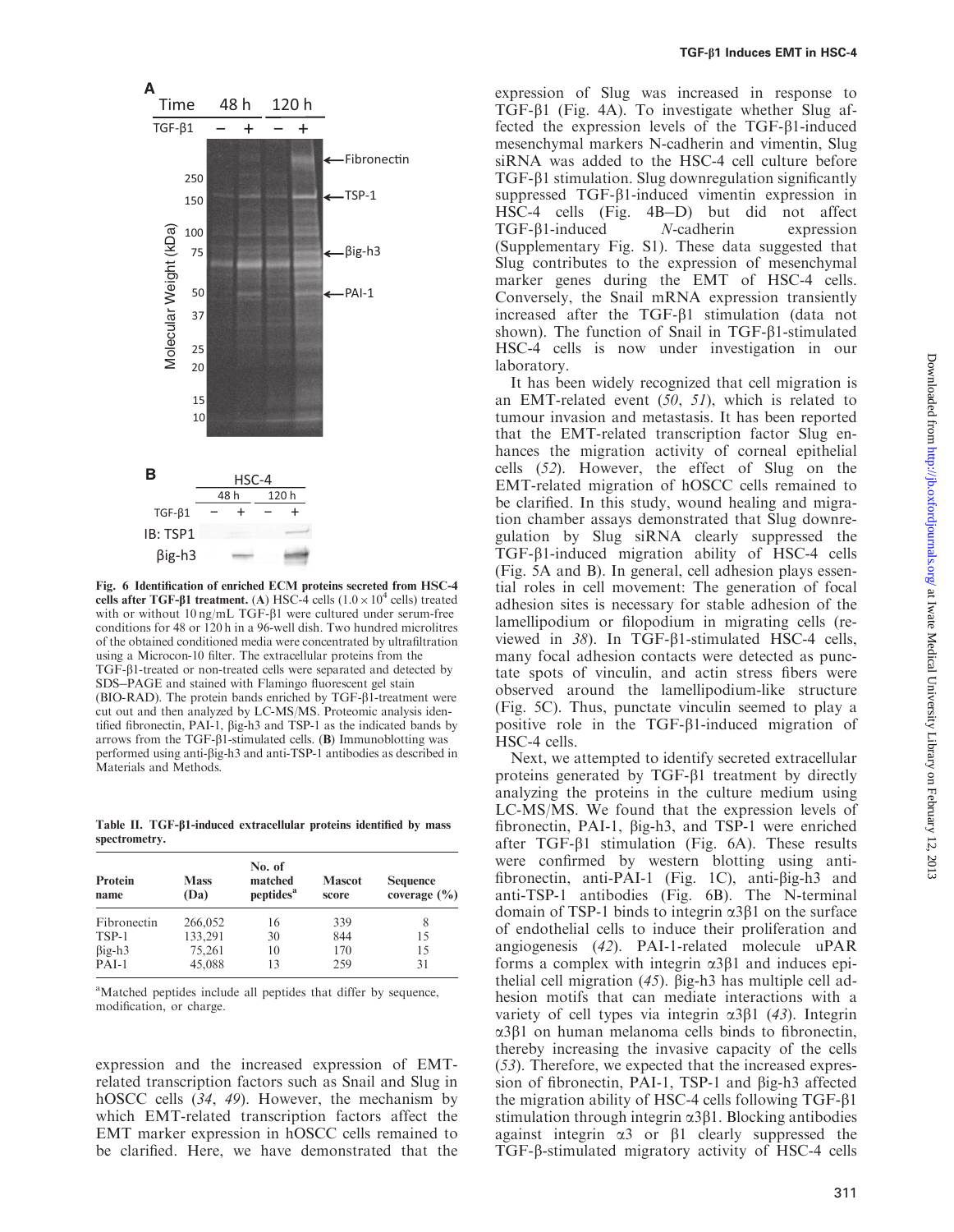Fig. 6 **Identification of enriched ECM proteins secreted from HSC-4 cells after TGF-β1 treatment.** (**A**) HSC-4 cells ($1.0 \times 10^4$ cells) treated with or without 10 ng/mL TGF-β1 were cultured under serum-free conditions for 48 or 120 h in a 96-well dish. Two hundred microlitres of the obtained conditioned media were concentrated by ultrafiltration using a Microcon-10 filter. The extracellular proteins from the TGF-β1-treated or non-treated cells were separated and detected by SDS–PAGE and stained with Flamingo fluorescent gel stain (BIO-RAD). The protein bands enriched by TGF-β1-treatment were cut out and then analyzed by LC-MS/MS. Proteomic analysis identified fibronectin, PAI-1, βig-h3 and TSP-1 as the indicated bands by arrows from the TGF-β1-stimulated cells. (**B**) Immunoblotting was performed using anti-βig-h3 and anti-TSP-1 antibodies as described in Materials and Methods.

**Table II. TGF-β1-induced extracellular proteins identified by mass spectrometry.**

| Protein name | Mass (Da) | No. of matched peptides[a] | Mascot score | Sequence coverage (%) |
|---|---|---|---|---|
| Fibronectin | 266,052 | 16 | 339 | 8 |
| TSP-1 | 133,291 | 30 | 844 | 15 |
| βig-h3 | 75,261 | 10 | 170 | 15 |
| PAI-1 | 45,088 | 13 | 259 | 31 |

[a]Matched peptides include all peptides that differ by sequence, modification, or charge.

expression and the increased expression of EMT-related transcription factors such as Snail and Slug in hOSCC cells (*34*, *49*). However, the mechanism by which EMT-related transcription factors affect the EMT marker expression in hOSCC cells remained to be clarified. Here, we have demonstrated that the expression of Slug was increased in response to TGF-β1 (Fig. 4A). To investigate whether Slug affected the expression levels of the TGF-β1-induced mesenchymal markers N-cadherin and vimentin, Slug siRNA was added to the HSC-4 cell culture before TGF-β1 stimulation. Slug downregulation significantly suppressed TGF-β1-induced vimentin expression in HSC-4 cells (Fig. 4B–D) but did not affect TGF-β1-induced *N*-cadherin expression (Supplementary Fig. S1). These data suggested that Slug contributes to the expression of mesenchymal marker genes during the EMT of HSC-4 cells. Conversely, the Snail mRNA expression transiently increased after the TGF-β1 stimulation (data not shown). The function of Snail in TGF-β1-stimulated HSC-4 cells is now under investigation in our laboratory.

It has been widely recognized that cell migration is an EMT-related event (*50*, *51*), which is related to tumour invasion and metastasis. It has been reported that the EMT-related transcription factor Slug enhances the migration activity of corneal epithelial cells (*52*). However, the effect of Slug on the EMT-related migration of hOSCC cells remained to be clarified. In this study, wound healing and migration chamber assays demonstrated that Slug downregulation by Slug siRNA clearly suppressed the TGF-β1-induced migration ability of HSC-4 cells (Fig. 5A and B). In general, cell adhesion plays essential roles in cell movement: The generation of focal adhesion sites is necessary for stable adhesion of the lamellipodium or filopodium in migrating cells (reviewed in *38*). In TGF-β1-stimulated HSC-4 cells, many focal adhesion contacts were detected as punctate spots of vinculin, and actin stress fibers were observed around the lamellipodium-like structure (Fig. 5C). Thus, punctate vinculin seemed to play a positive role in the TGF-β1-induced migration of HSC-4 cells.

Next, we attempted to identify secreted extracellular proteins generated by TGF-β1 treatment by directly analyzing the proteins in the culture medium using LC-MS/MS. We found that the expression levels of fibronectin, PAI-1, βig-h3, and TSP-1 were enriched after TGF-β1 stimulation (Fig. 6A). These results were confirmed by western blotting using anti-fibronectin, anti-PAI-1 (Fig. 1C), anti-βig-h3 and anti-TSP-1 antibodies (Fig. 6B). The N-terminal domain of TSP-1 binds to integrin α3β1 on the surface of endothelial cells to induce their proliferation and angiogenesis (*42*). PAI-1-related molecule uPAR forms a complex with integrin α3β1 and induces epithelial cell migration (*45*). βig-h3 has multiple cell adhesion motifs that can mediate interactions with a variety of cell types via integrin α3β1 (*43*). Integrin α3β1 on human melanoma cells binds to fibronectin, thereby increasing the invasive capacity of the cells (*53*). Therefore, we expected that the increased expression of fibronectin, PAI-1, TSP-1 and βig-h3 affected the migration ability of HSC-4 cells following TGF-β1 stimulation through integrin α3β1. Blocking antibodies against integrin α3 or β1 clearly suppressed the TGF-β-stimulated migratory activity of HSC-4 cells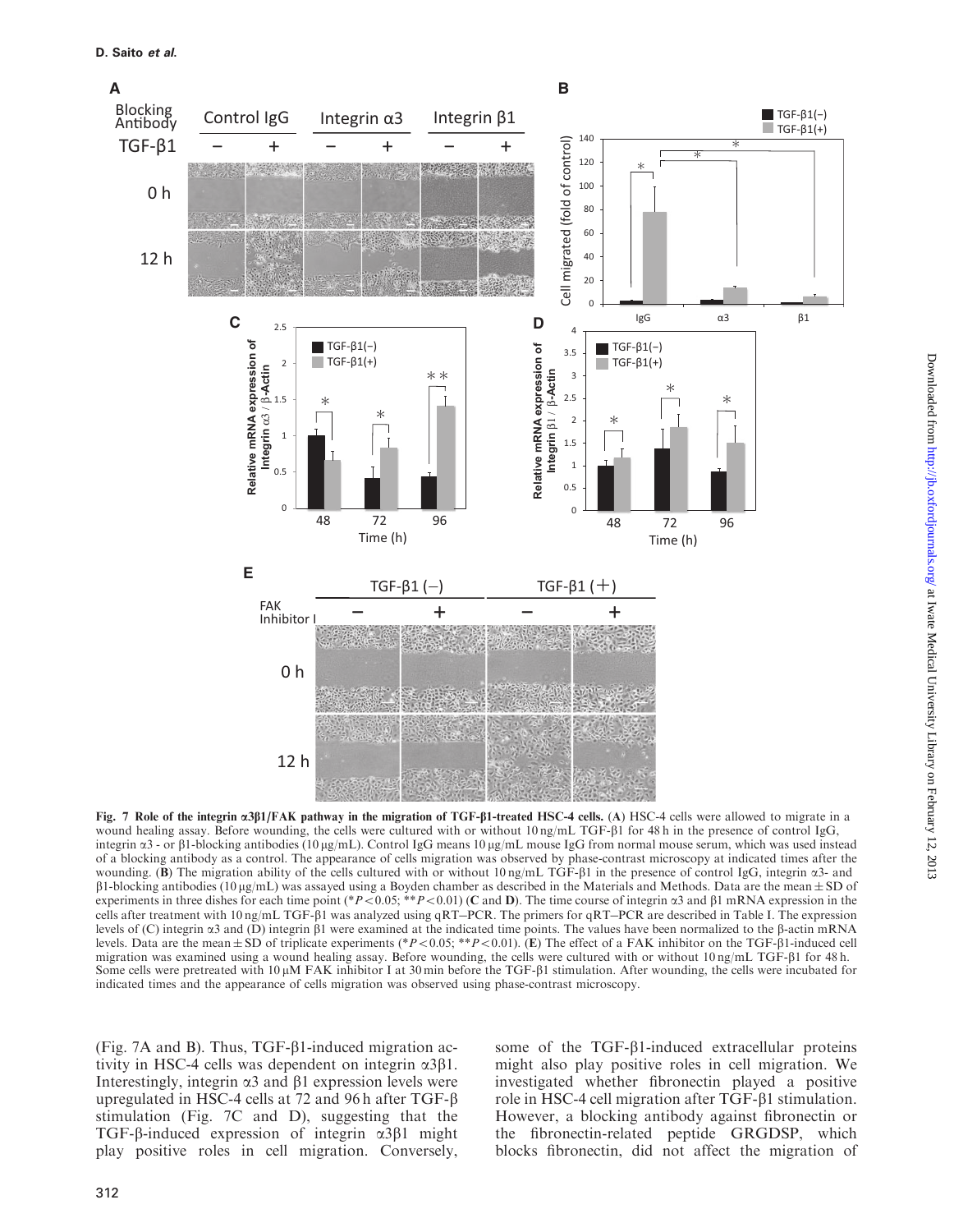**Fig. 7 Role of the integrin α3β1/FAK pathway in the migration of TGF-β1-treated HSC-4 cells.** (**A**) HSC-4 cells were allowed to migrate in a wound healing assay. Before wounding, the cells were cultured with or without 10 ng/mL TGF-β1 for 48 h in the presence of control IgG, integrin α3 - or β1-blocking antibodies (10 μg/mL). Control IgG means 10 μg/mL mouse IgG from normal mouse serum, which was used instead of a blocking antibody as a control. The appearance of cells migration was observed by phase-contrast microscopy at indicated times after the wounding. (**B**) The migration ability of the cells cultured with or without 10 ng/mL TGF-β1 in the presence of control IgG, integrin α3- and β1-blocking antibodies (10 μg/mL) was assayed using a Boyden chamber as described in the Materials and Methods. Data are the mean ± SD of experiments in three dishes for each time point (*$P < 0.05$; **$P < 0.01$) (**C** and **D**). The time course of integrin α3 and β1 mRNA expression in the cells after treatment with 10 ng/mL TGF-β1 was analyzed using qRT–PCR. The primers for qRT–PCR are described in Table I. The expression levels of (C) integrin α3 and (D) integrin β1 were examined at the indicated time points. The values have been normalized to the β-actin mRNA levels. Data are the mean ± SD of triplicate experiments (*$P < 0.05$; **$P < 0.01$). (**E**) The effect of a FAK inhibitor on the TGF-β1-induced cell migration was examined using a wound healing assay. Before wounding, the cells were cultured with or without 10 ng/mL TGF-β1 for 48 h. Some cells were pretreated with 10 μM FAK inhibitor I at 30 min before the TGF-β1 stimulation. After wounding, the cells were incubated for indicated times and the appearance of cells migration was observed using phase-contrast microscopy.

(Fig. 7A and B). Thus, TGF-β1-induced migration activity in HSC-4 cells was dependent on integrin α3β1. Interestingly, integrin α3 and β1 expression levels were upregulated in HSC-4 cells at 72 and 96 h after TGF-β stimulation (Fig. 7C and D), suggesting that the TGF-β-induced expression of integrin α3β1 might play positive roles in cell migration. Conversely, some of the TGF-β1-induced extracellular proteins might also play positive roles in cell migration. We investigated whether fibronectin played a positive role in HSC-4 cell migration after TGF-β1 stimulation. However, a blocking antibody against fibronectin or the fibronectin-related peptide GRGDSP, which blocks fibronectin, did not affect the migration of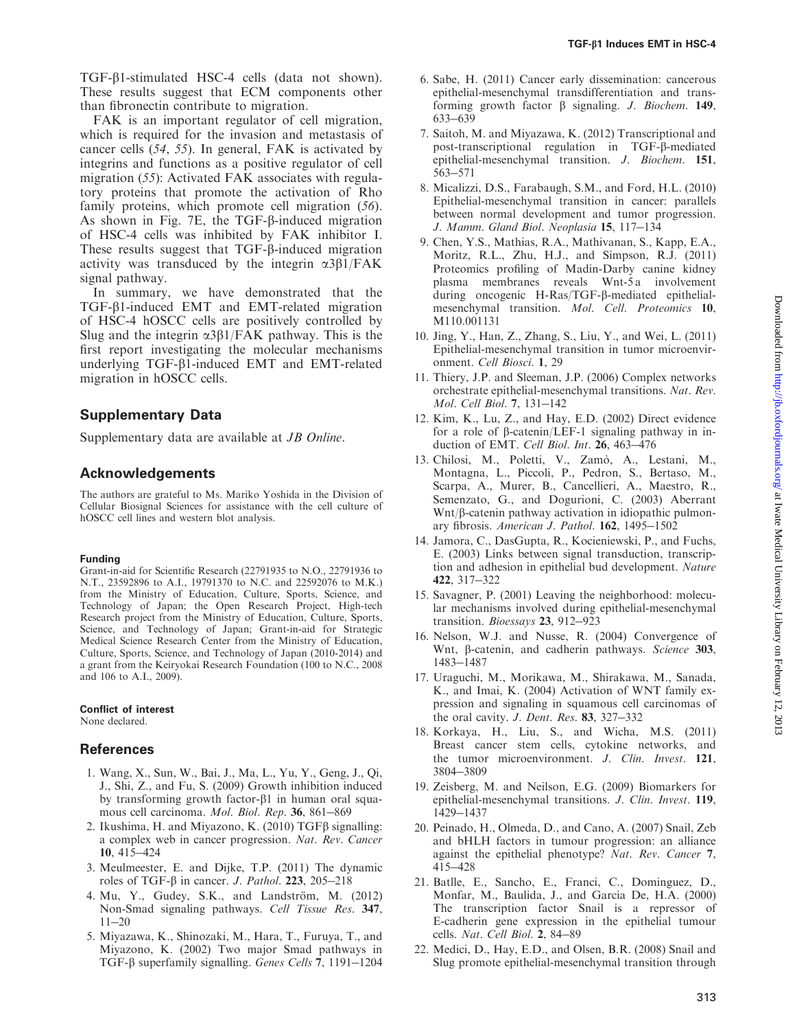TGF-β1-stimulated HSC-4 cells (data not shown). These results suggest that ECM components other than fibronectin contribute to migration.

FAK is an important regulator of cell migration, which is required for the invasion and metastasis of cancer cells (*54*, *55*). In general, FAK is activated by integrins and functions as a positive regulator of cell migration (*55*): Activated FAK associates with regulatory proteins that promote the activation of Rho family proteins, which promote cell migration (*56*). As shown in Fig. 7E, the TGF-β-induced migration of HSC-4 cells was inhibited by FAK inhibitor I. These results suggest that TGF-β-induced migration activity was transduced by the integrin α3β1/FAK signal pathway.

In summary, we have demonstrated that the TGF-β1-induced EMT and EMT-related migration of HSC-4 hOSCC cells are positively controlled by Slug and the integrin α3β1/FAK pathway. This is the first report investigating the molecular mechanisms underlying TGF-β1-induced EMT and EMT-related migration in hOSCC cells.

## Supplementary Data

Supplementary data are available at *JB Online*.

## Acknowledgements

The authors are grateful to Ms. Mariko Yoshida in the Division of Cellular Biosignal Sciences for assistance with the cell culture of hOSCC cell lines and western blot analysis.

### Funding

Grant-in-aid for Scientific Research (22791935 to N.O., 22791936 to N.T., 23592896 to A.I., 19791370 to N.C. and 22592076 to M.K.) from the Ministry of Education, Culture, Sports, Science, and Technology of Japan; the Open Research Project, High-tech Research project from the Ministry of Education, Culture, Sports, Science, and Technology of Japan; Grant-in-aid for Strategic Medical Science Research Center from the Ministry of Education, Culture, Sports, Science, and Technology of Japan (2010-2014) and a grant from the Keiryokai Research Foundation (100 to N.C., 2008 and 106 to A.I., 2009).

### Conflict of interest

None declared.

## References

1. Wang, X., Sun, W., Bai, J., Ma, L., Yu, Y., Geng, J., Qi, J., Shi, Z., and Fu, S. (2009) Growth inhibition induced by transforming growth factor-β1 in human oral squamous cell carcinoma. *Mol. Biol. Rep.* **36**, 861–869
2. Ikushima, H. and Miyazono, K. (2010) TGFβ signalling: a complex web in cancer progression. *Nat. Rev. Cancer* **10**, 415–424
3. Meulmeester, E. and Dijke, T.P. (2011) The dynamic roles of TGF-β in cancer. *J. Pathol.* **223**, 205–218
4. Mu, Y., Gudey, S.K., and Landström, M. (2012) Non-Smad signaling pathways. *Cell Tissue Res.* **347**, 11–20
5. Miyazawa, K., Shinozaki, M., Hara, T., Furuya, T., and Miyazono, K. (2002) Two major Smad pathways in TGF-β superfamily signalling. *Genes Cells* **7**, 1191–1204
6. Sabe, H. (2011) Cancer early dissemination: cancerous epithelial-mesenchymal transdifferentiation and transforming growth factor β signaling. *J. Biochem.* **149**, 633–639
7. Saitoh, M. and Miyazawa, K. (2012) Transcriptional and post-transcriptional regulation in TGF-β-mediated epithelial-mesenchymal transition. *J. Biochem.* **151**, 563–571
8. Micalizzi, D.S., Farabaugh, S.M., and Ford, H.L. (2010) Epithelial-mesenchymal transition in cancer: parallels between normal development and tumor progression. *J. Mamm. Gland Biol. Neoplasia* **15**, 117–134
9. Chen, Y.S., Mathias, R.A., Mathivanan, S., Kapp, E.A., Moritz, R.L., Zhu, H.J., and Simpson, R.J. (2011) Proteomics profiling of Madin-Darby canine kidney plasma membranes reveals Wnt-5a involvement during oncogenic H-Ras/TGF-β-mediated epithelial-mesenchymal transition. *Mol. Cell. Proteomics* **10**, M110.001131
10. Jing, Y., Han, Z., Zhang, S., Liu, Y., and Wei, L. (2011) Epithelial-mesenchymal transition in tumor microenvironment. *Cell Biosci.* **1**, 29
11. Thiery, J.P. and Sleeman, J.P. (2006) Complex networks orchestrate epithelial-mesenchymal transitions. *Nat. Rev. Mol. Cell Biol.* **7**, 131–142
12. Kim, K., Lu, Z., and Hay, E.D. (2002) Direct evidence for a role of β-catenin/LEF-1 signaling pathway in induction of EMT. *Cell Biol. Int.* **26**, 463–476
13. Chilosi, M., Poletti, V., Zamò, A., Lestani, M., Montagna, L., Piccoli, P., Pedron, S., Bertaso, M., Scarpa, A., Murer, B., Cancellieri, A., Maestro, R., Semenzato, G., and Dogurioni, C. (2003) Aberrant Wnt/β-catenin pathway activation in idiopathic pulmonary fibrosis. *American J. Pathol.* **162**, 1495–1502
14. Jamora, C., DasGupta, R., Kocieniewski, P., and Fuchs, E. (2003) Links between signal transduction, transcription and adhesion in epithelial bud development. *Nature* **422**, 317–322
15. Savagner, P. (2001) Leaving the neighborhood: molecular mechanisms involved during epithelial-mesenchymal transition. *Bioessays* **23**, 912–923
16. Nelson, W.J. and Nusse, R. (2004) Convergence of Wnt, β-catenin, and cadherin pathways. *Science* **303**, 1483–1487
17. Uraguchi, M., Morikawa, M., Shirakawa, M., Sanada, K., and Imai, K. (2004) Activation of WNT family expression and signaling in squamous cell carcinomas of the oral cavity. *J. Dent. Res.* **83**, 327–332
18. Korkaya, H., Liu, S., and Wicha, M.S. (2011) Breast cancer stem cells, cytokine networks, and the tumor microenvironment. *J. Clin. Invest.* **121**, 3804–3809
19. Zeisberg, M. and Neilson, E.G. (2009) Biomarkers for epithelial-mesenchymal transitions. *J. Clin. Invest.* **119**, 1429–1437
20. Peinado, H., Olmeda, D., and Cano, A. (2007) Snail, Zeb and bHLH factors in tumour progression: an alliance against the epithelial phenotype? *Nat. Rev. Cancer* **7**, 415–428
21. Batlle, E., Sancho, E., Franci, C., Dominguez, D., Monfar, M., Baulida, J., and Garcia De, H.A. (2000) The transcription factor Snail is a repressor of E-cadherin gene expression in the epithelial tumour cells. *Nat. Cell Biol.* **2**, 84–89
22. Medici, D., Hay, E.D., and Olsen, B.R. (2008) Snail and Slug promote epithelial-mesenchymal transition through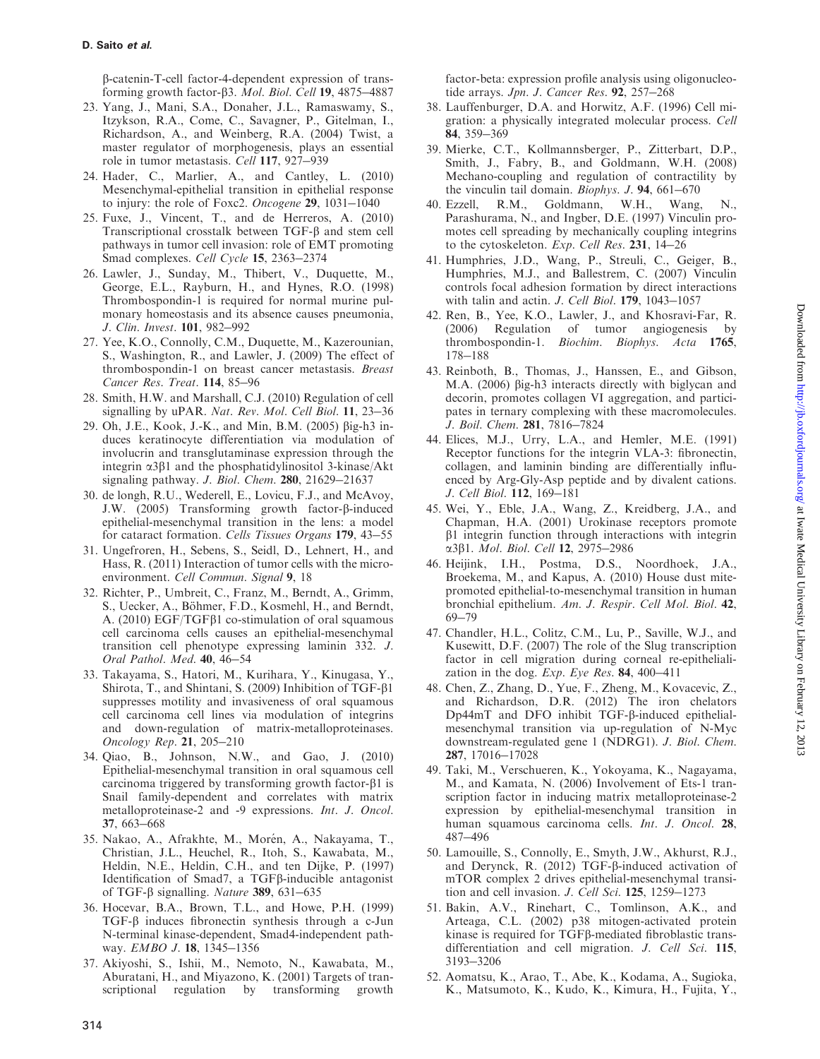β-catenin-T-cell factor-4-dependent expression of transforming growth factor-β3. *Mol. Biol. Cell* **19**, 4875–4887

23. Yang, J., Mani, S.A., Donaher, J.L., Ramaswamy, S., Itzykson, R.A., Come, C., Savagner, P., Gitelman, I., Richardson, A., and Weinberg, R.A. (2004) Twist, a master regulator of morphogenesis, plays an essential role in tumor metastasis. *Cell* **117**, 927–939
24. Hader, C., Marlier, A., and Cantley, L. (2010) Mesenchymal-epithelial transition in epithelial response to injury: the role of Foxc2. *Oncogene* **29**, 1031–1040
25. Fuxe, J., Vincent, T., and de Herreros, A. (2010) Transcriptional crosstalk between TGF-β and stem cell pathways in tumor cell invasion: role of EMT promoting Smad complexes. *Cell Cycle* **15**, 2363–2374
26. Lawler, J., Sunday, M., Thibert, V., Duquette, M., George, E.L., Rayburn, H., and Hynes, R.O. (1998) Thrombospondin-1 is required for normal murine pulmonary homeostasis and its absence causes pneumonia, *J. Clin. Invest*. **101**, 982–992
27. Yee, K.O., Connolly, C.M., Duquette, M., Kazerounian, S., Washington, R., and Lawler, J. (2009) The effect of thrombospondin-1 on breast cancer metastasis. *Breast Cancer Res. Treat*. **114**, 85–96
28. Smith, H.W. and Marshall, C.J. (2010) Regulation of cell signalling by uPAR. *Nat. Rev. Mol. Cell Biol*. **11**, 23–36
29. Oh, J.E., Kook, J.-K., and Min, B.M. (2005) βig-h3 induces keratinocyte differentiation via modulation of involucrin and transglutaminase expression through the integrin α3β1 and the phosphatidylinositol 3-kinase/Akt signaling pathway. *J. Biol. Chem*. **280**, 21629–21637
30. de longh, R.U., Wederell, E., Lovicu, F.J., and McAvoy, J.W. (2005) Transforming growth factor-β-induced epithelial-mesenchymal transition in the lens: a model for cataract formation. *Cells Tissues Organs* **179**, 43–55
31. Ungefroren, H., Sebens, S., Seidl, D., Lehnert, H., and Hass, R. (2011) Interaction of tumor cells with the microenvironment. *Cell Commun. Signal* **9**, 18
32. Richter, P., Umbreit, C., Franz, M., Berndt, A., Grimm, S., Uecker, A., Böhmer, F.D., Kosmehl, H., and Berndt, A. (2010) EGF/TGFβ1 co-stimulation of oral squamous cell carcinoma cells causes an epithelial-mesenchymal transition cell phenotype expressing laminin 332. *J. Oral Pathol. Med*. **40**, 46–54
33. Takayama, S., Hatori, M., Kurihara, Y., Kinugasa, Y., Shirota, T., and Shintani, S. (2009) Inhibition of TGF-β1 suppresses motility and invasiveness of oral squamous cell carcinoma cell lines via modulation of integrins and down-regulation of matrix-metalloproteinases. *Oncology Rep*. **21**, 205–210
34. Qiao, B., Johnson, N.W., and Gao, J. (2010) Epithelial-mesenchymal transition in oral squamous cell carcinoma triggered by transforming growth factor-β1 is Snail family-dependent and correlates with matrix metalloproteinase-2 and -9 expressions. *Int. J. Oncol*. **37**, 663–668
35. Nakao, A., Afrakhte, M., Morén, A., Nakayama, T., Christian, J.L., Heuchel, R., Itoh, S., Kawabata, M., Heldin, N.E., Heldin, C.H., and ten Dijke, P. (1997) Identification of Smad7, a TGFβ-inducible antagonist of TGF-β signalling. *Nature* **389**, 631–635
36. Hocevar, B.A., Brown, T.L., and Howe, P.H. (1999) TGF-β induces fibronectin synthesis through a c-Jun N-terminal kinase-dependent, Smad4-independent pathway. *EMBO J*. **18**, 1345–1356
37. Akiyoshi, S., Ishii, M., Nemoto, N., Kawabata, M., Aburatani, H., and Miyazono, K. (2001) Targets of transcriptional regulation by transforming growth factor-beta: expression profile analysis using oligonucleotide arrays. *Jpn. J. Cancer Res*. **92**, 257–268
38. Lauffenburger, D.A. and Horwitz, A.F. (1996) Cell migration: a physically integrated molecular process. *Cell* **84**, 359–369
39. Mierke, C.T., Kollmannsberger, P., Zitterbart, D.P., Smith, J., Fabry, B., and Goldmann, W.H. (2008) Mechano-coupling and regulation of contractility by the vinculin tail domain. *Biophys. J*. **94**, 661–670
40. Ezzell, R.M., Goldmann, W.H., Wang, N., Parashurama, N., and Ingber, D.E. (1997) Vinculin promotes cell spreading by mechanically coupling integrins to the cytoskeleton. *Exp. Cell Res*. **231**, 14–26
41. Humphries, J.D., Wang, P., Streuli, C., Geiger, B., Humphries, M.J., and Ballestrem, C. (2007) Vinculin controls focal adhesion formation by direct interactions with talin and actin. *J. Cell Biol*. **179**, 1043–1057
42. Ren, B., Yee, K.O., Lawler, J., and Khosravi-Far, R. (2006) Regulation of tumor angiogenesis by thrombospondin-1. *Biochim. Biophys. Acta* **1765**, 178–188
43. Reinboth, B., Thomas, J., Hanssen, E., and Gibson, M.A. (2006) βig-h3 interacts directly with biglycan and decorin, promotes collagen VI aggregation, and participates in ternary complexing with these macromolecules. *J. Boil. Chem*. **281**, 7816–7824
44. Elices, M.J., Urry, L.A., and Hemler, M.E. (1991) Receptor functions for the integrin VLA-3: fibronectin, collagen, and laminin binding are differentially influenced by Arg-Gly-Asp peptide and by divalent cations. *J. Cell Biol*. **112**, 169–181
45. Wei, Y., Eble, J.A., Wang, Z., Kreidberg, J.A., and Chapman, H.A. (2001) Urokinase receptors promote β1 integrin function through interactions with integrin α3β1. *Mol. Biol. Cell* **12**, 2975–2986
46. Heijink, I.H., Postma, D.S., Noordhoek, J.A., Broekema, M., and Kapus, A. (2010) House dust mite-promoted epithelial-to-mesenchymal transition in human bronchial epithelium. *Am. J. Respir. Cell Mol. Biol*. **42**, 69–79
47. Chandler, H.L., Colitz, C.M., Lu, P., Saville, W.J., and Kusewitt, D.F. (2007) The role of the Slug transcription factor in cell migration during corneal re-epithelialization in the dog. *Exp. Eye Res*. **84**, 400–411
48. Chen, Z., Zhang, D., Yue, F., Zheng, M., Kovacevic, Z., and Richardson, D.R. (2012) The iron chelators Dp44mT and DFO inhibit TGF-β-induced epithelial-mesenchymal transition via up-regulation of N-Myc downstream-regulated gene 1 (NDRG1). *J. Biol. Chem*. **287**, 17016–17028
49. Taki, M., Verschueren, K., Yokoyama, K., Nagayama, M., and Kamata, N. (2006) Involvement of Ets-1 transcription factor in inducing matrix metalloproteinase-2 expression by epithelial-mesenchymal transition in human squamous carcinoma cells. *Int. J. Oncol*. **28**, 487–496
50. Lamouille, S., Connolly, E., Smyth, J.W., Akhurst, R.J., and Derynck, R. (2012) TGF-β-induced activation of mTOR complex 2 drives epithelial-mesenchymal transition and cell invasion. *J. Cell Sci*. **125**, 1259–1273
51. Bakin, A.V., Rinehart, C., Tomlinson, A.K., and Arteaga, C.L. (2002) p38 mitogen-activated protein kinase is required for TGFβ-mediated fibroblastic transdifferentiation and cell migration. *J. Cell Sci*. **115**, 3193–3206
52. Aomatsu, K., Arao, T., Abe, K., Kodama, A., Sugioka, K., Matsumoto, K., Kudo, K., Kimura, H., Fujita, Y.,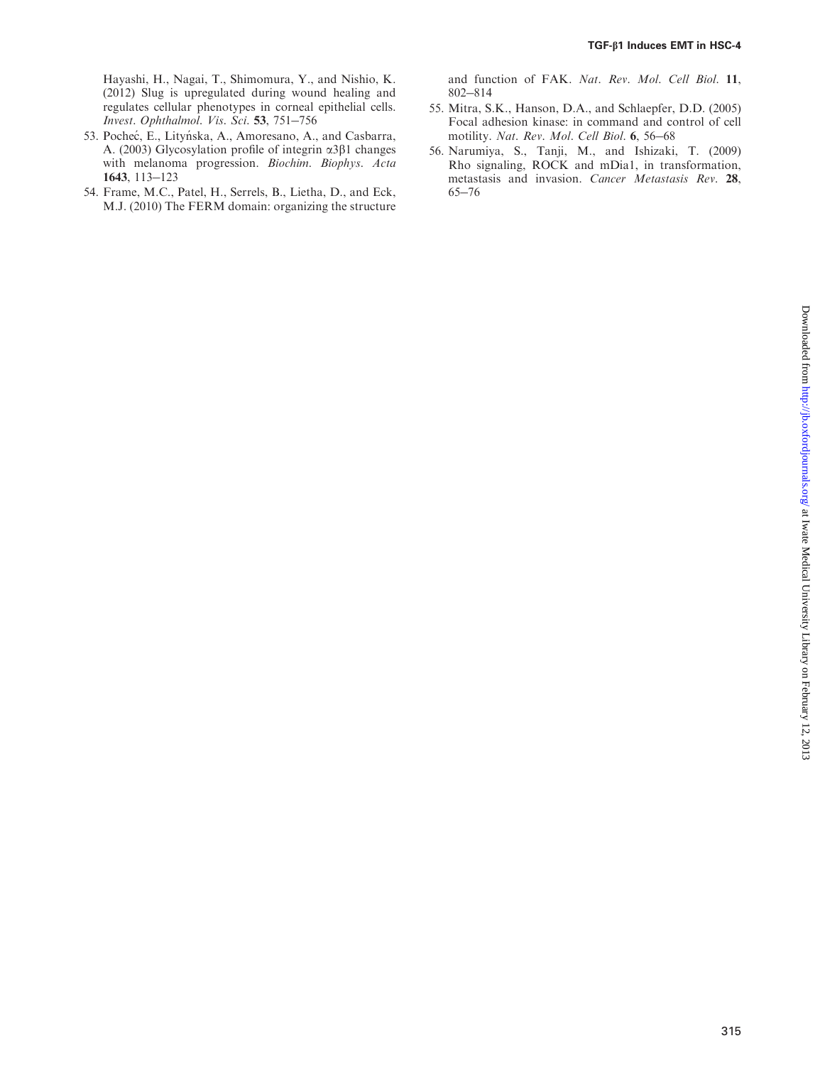Hayashi, H., Nagai, T., Shimomura, Y., and Nishio, K. (2012) Slug is upregulated during wound healing and regulates cellular phenotypes in corneal epithelial cells. *Invest. Ophthalmol. Vis. Sci.* **53**, 751–756

53. Pocheć, E., Lityńska, A., Amoresano, A., and Casbarra, A. (2003) Glycosylation profile of integrin α3β1 changes with melanoma progression. *Biochim. Biophys. Acta* **1643**, 113–123
54. Frame, M.C., Patel, H., Serrels, B., Lietha, D., and Eck, M.J. (2010) The FERM domain: organizing the structure and function of FAK. *Nat. Rev. Mol. Cell Biol.* **11**, 802–814
55. Mitra, S.K., Hanson, D.A., and Schlaepfer, D.D. (2005) Focal adhesion kinase: in command and control of cell motility. *Nat. Rev. Mol. Cell Biol.* **6**, 56–68
56. Narumiya, S., Tanji, M., and Ishizaki, T. (2009) Rho signaling, ROCK and mDia1, in transformation, metastasis and invasion. *Cancer Metastasis Rev.* **28**, 65–76